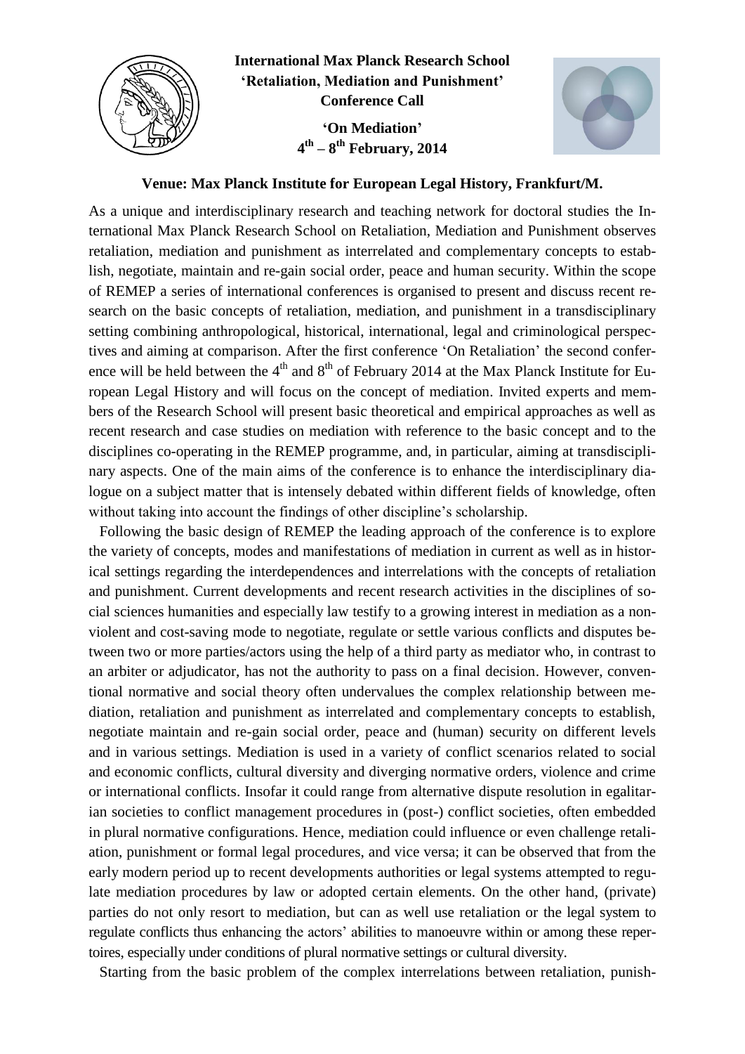**International Max Planck Research School**
**'Retaliation, Mediation and Punishment'**
**Conference Call**

**'On Mediation'**
**4th – 8th February, 2014**

**Venue: Max Planck Institute for European Legal History, Frankfurt/M.**

As a unique and interdisciplinary research and teaching network for doctoral studies the International Max Planck Research School on Retaliation, Mediation and Punishment observes retaliation, mediation and punishment as interrelated and complementary concepts to establish, negotiate, maintain and re-gain social order, peace and human security. Within the scope of REMEP a series of international conferences is organised to present and discuss recent research on the basic concepts of retaliation, mediation, and punishment in a transdisciplinary setting combining anthropological, historical, international, legal and criminological perspectives and aiming at comparison. After the first conference 'On Retaliation' the second conference will be held between the 4th and 8th of February 2014 at the Max Planck Institute for European Legal History and will focus on the concept of mediation. Invited experts and members of the Research School will present basic theoretical and empirical approaches as well as recent research and case studies on mediation with reference to the basic concept and to the disciplines co-operating in the REMEP programme, and, in particular, aiming at transdisciplinary aspects. One of the main aims of the conference is to enhance the interdisciplinary dialogue on a subject matter that is intensely debated within different fields of knowledge, often without taking into account the findings of other discipline's scholarship.

Following the basic design of REMEP the leading approach of the conference is to explore the variety of concepts, modes and manifestations of mediation in current as well as in historical settings regarding the interdependences and interrelations with the concepts of retaliation and punishment. Current developments and recent research activities in the disciplines of social sciences humanities and especially law testify to a growing interest in mediation as a non-violent and cost-saving mode to negotiate, regulate or settle various conflicts and disputes between two or more parties/actors using the help of a third party as mediator who, in contrast to an arbiter or adjudicator, has not the authority to pass on a final decision. However, conventional normative and social theory often undervalues the complex relationship between mediation, retaliation and punishment as interrelated and complementary concepts to establish, negotiate maintain and re-gain social order, peace and (human) security on different levels and in various settings. Mediation is used in a variety of conflict scenarios related to social and economic conflicts, cultural diversity and diverging normative orders, violence and crime or international conflicts. Insofar it could range from alternative dispute resolution in egalitarian societies to conflict management procedures in (post-) conflict societies, often embedded in plural normative configurations. Hence, mediation could influence or even challenge retaliation, punishment or formal legal procedures, and vice versa; it can be observed that from the early modern period up to recent developments authorities or legal systems attempted to regulate mediation procedures by law or adopted certain elements. On the other hand, (private) parties do not only resort to mediation, but can as well use retaliation or the legal system to regulate conflicts thus enhancing the actors' abilities to manoeuvre within or among these repertoires, especially under conditions of plural normative settings or cultural diversity.

Starting from the basic problem of the complex interrelations between retaliation, punish-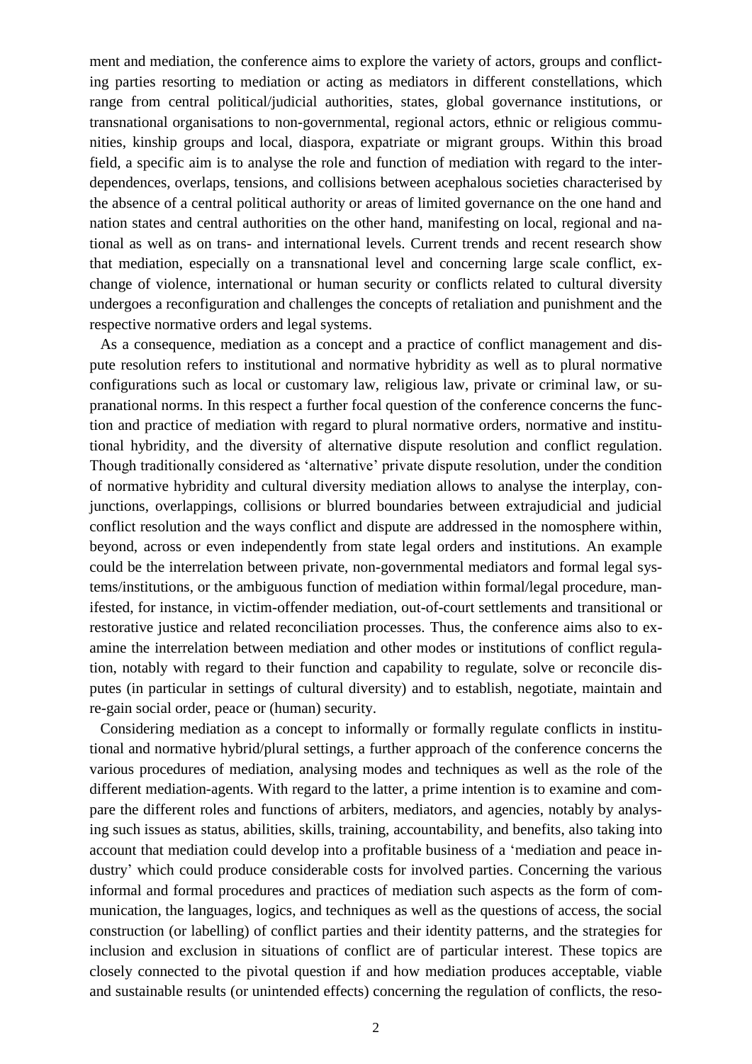ment and mediation, the conference aims to explore the variety of actors, groups and conflicting parties resorting to mediation or acting as mediators in different constellations, which range from central political/judicial authorities, states, global governance institutions, or transnational organisations to non-governmental, regional actors, ethnic or religious communities, kinship groups and local, diaspora, expatriate or migrant groups. Within this broad field, a specific aim is to analyse the role and function of mediation with regard to the interdependences, overlaps, tensions, and collisions between acephalous societies characterised by the absence of a central political authority or areas of limited governance on the one hand and nation states and central authorities on the other hand, manifesting on local, regional and national as well as on trans- and international levels. Current trends and recent research show that mediation, especially on a transnational level and concerning large scale conflict, exchange of violence, international or human security or conflicts related to cultural diversity undergoes a reconfiguration and challenges the concepts of retaliation and punishment and the respective normative orders and legal systems.

As a consequence, mediation as a concept and a practice of conflict management and dispute resolution refers to institutional and normative hybridity as well as to plural normative configurations such as local or customary law, religious law, private or criminal law, or supranational norms. In this respect a further focal question of the conference concerns the function and practice of mediation with regard to plural normative orders, normative and institutional hybridity, and the diversity of alternative dispute resolution and conflict regulation. Though traditionally considered as 'alternative' private dispute resolution, under the condition of normative hybridity and cultural diversity mediation allows to analyse the interplay, conjunctions, overlappings, collisions or blurred boundaries between extrajudicial and judicial conflict resolution and the ways conflict and dispute are addressed in the nomosphere within, beyond, across or even independently from state legal orders and institutions. An example could be the interrelation between private, non-governmental mediators and formal legal systems/institutions, or the ambiguous function of mediation within formal/legal procedure, manifested, for instance, in victim-offender mediation, out-of-court settlements and transitional or restorative justice and related reconciliation processes. Thus, the conference aims also to examine the interrelation between mediation and other modes or institutions of conflict regulation, notably with regard to their function and capability to regulate, solve or reconcile disputes (in particular in settings of cultural diversity) and to establish, negotiate, maintain and re-gain social order, peace or (human) security.

Considering mediation as a concept to informally or formally regulate conflicts in institutional and normative hybrid/plural settings, a further approach of the conference concerns the various procedures of mediation, analysing modes and techniques as well as the role of the different mediation-agents. With regard to the latter, a prime intention is to examine and compare the different roles and functions of arbiters, mediators, and agencies, notably by analysing such issues as status, abilities, skills, training, accountability, and benefits, also taking into account that mediation could develop into a profitable business of a 'mediation and peace industry' which could produce considerable costs for involved parties. Concerning the various informal and formal procedures and practices of mediation such aspects as the form of communication, the languages, logics, and techniques as well as the questions of access, the social construction (or labelling) of conflict parties and their identity patterns, and the strategies for inclusion and exclusion in situations of conflict are of particular interest. These topics are closely connected to the pivotal question if and how mediation produces acceptable, viable and sustainable results (or unintended effects) concerning the regulation of conflicts, the reso-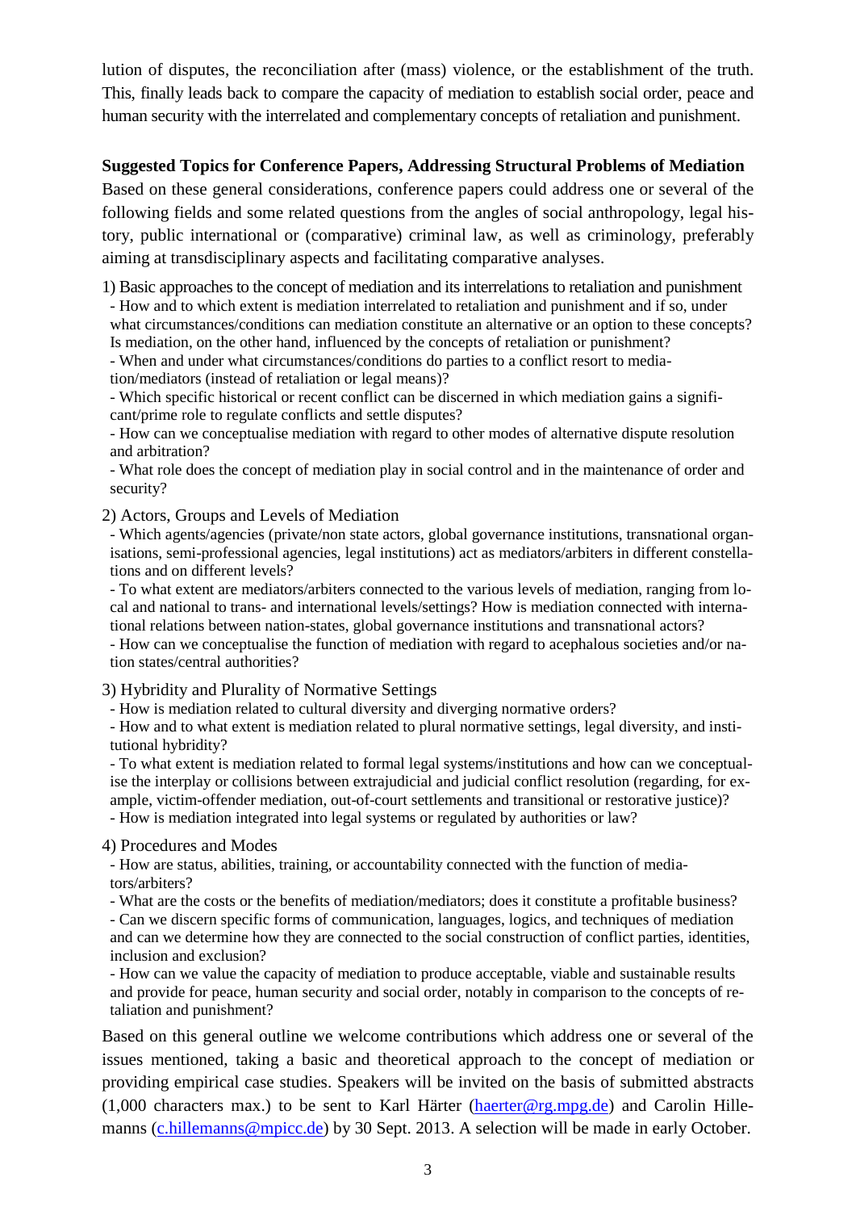lution of disputes, the reconciliation after (mass) violence, or the establishment of the truth. This, finally leads back to compare the capacity of mediation to establish social order, peace and human security with the interrelated and complementary concepts of retaliation and punishment.

**Suggested Topics for Conference Papers, Addressing Structural Problems of Mediation**

Based on these general considerations, conference papers could address one or several of the following fields and some related questions from the angles of social anthropology, legal history, public international or (comparative) criminal law, as well as criminology, preferably aiming at transdisciplinary aspects and facilitating comparative analyses.

1) Basic approaches to the concept of mediation and its interrelations to retaliation and punishment

- How and to which extent is mediation interrelated to retaliation and punishment and if so, under what circumstances/conditions can mediation constitute an alternative or an option to these concepts? Is mediation, on the other hand, influenced by the concepts of retaliation or punishment?
- When and under what circumstances/conditions do parties to a conflict resort to mediation/mediators (instead of retaliation or legal means)?
- Which specific historical or recent conflict can be discerned in which mediation gains a significant/prime role to regulate conflicts and settle disputes?
- How can we conceptualise mediation with regard to other modes of alternative dispute resolution and arbitration?
- What role does the concept of mediation play in social control and in the maintenance of order and security?

2) Actors, Groups and Levels of Mediation

- Which agents/agencies (private/non state actors, global governance institutions, transnational organisations, semi-professional agencies, legal institutions) act as mediators/arbiters in different constellations and on different levels?
- To what extent are mediators/arbiters connected to the various levels of mediation, ranging from local and national to trans- and international levels/settings? How is mediation connected with international relations between nation-states, global governance institutions and transnational actors?
- How can we conceptualise the function of mediation with regard to acephalous societies and/or nation states/central authorities?

3) Hybridity and Plurality of Normative Settings

- How is mediation related to cultural diversity and diverging normative orders?
- How and to what extent is mediation related to plural normative settings, legal diversity, and institutional hybridity?
- To what extent is mediation related to formal legal systems/institutions and how can we conceptualise the interplay or collisions between extrajudicial and judicial conflict resolution (regarding, for example, victim-offender mediation, out-of-court settlements and transitional or restorative justice)?
- How is mediation integrated into legal systems or regulated by authorities or law?

4) Procedures and Modes

- How are status, abilities, training, or accountability connected with the function of mediators/arbiters?
- What are the costs or the benefits of mediation/mediators; does it constitute a profitable business?
- Can we discern specific forms of communication, languages, logics, and techniques of mediation and can we determine how they are connected to the social construction of conflict parties, identities, inclusion and exclusion?
- How can we value the capacity of mediation to produce acceptable, viable and sustainable results and provide for peace, human security and social order, notably in comparison to the concepts of retaliation and punishment?

Based on this general outline we welcome contributions which address one or several of the issues mentioned, taking a basic and theoretical approach to the concept of mediation or providing empirical case studies. Speakers will be invited on the basis of submitted abstracts (1,000 characters max.) to be sent to Karl Härter (haerter@rg.mpg.de) and Carolin Hillemanns (c.hillemanns@mpicc.de) by 30 Sept. 2013. A selection will be made in early October.